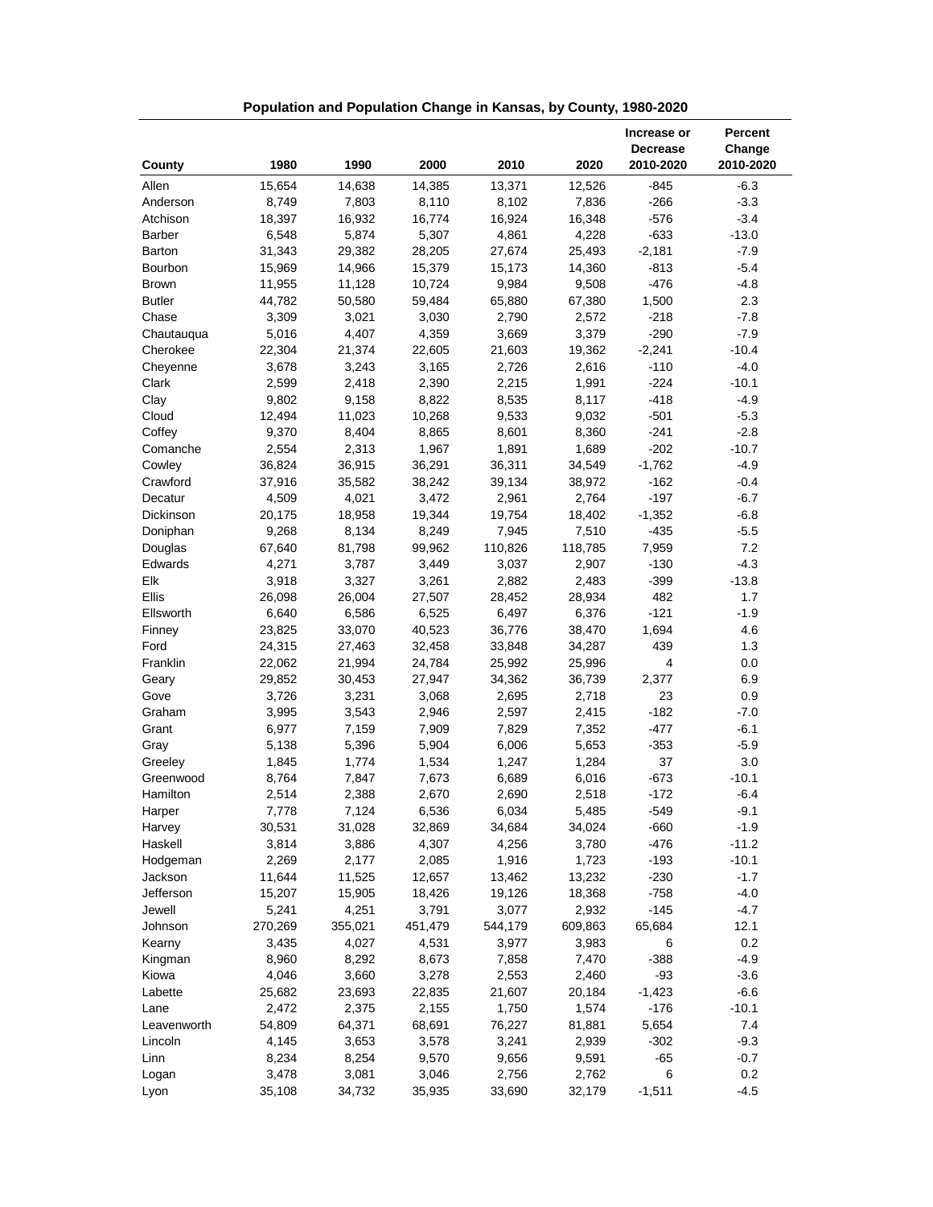**Population and Population Change in Kansas, by County, 1980-2020**

| County | 1980 | 1990 | 2000 | 2010 | 2020 | Increase or Decrease 2010-2020 | Percent Change 2010-2020 |
|---|---|---|---|---|---|---|---|
| Allen | 15,654 | 14,638 | 14,385 | 13,371 | 12,526 | -845 | -6.3 |
| Anderson | 8,749 | 7,803 | 8,110 | 8,102 | 7,836 | -266 | -3.3 |
| Atchison | 18,397 | 16,932 | 16,774 | 16,924 | 16,348 | -576 | -3.4 |
| Barber | 6,548 | 5,874 | 5,307 | 4,861 | 4,228 | -633 | -13.0 |
| Barton | 31,343 | 29,382 | 28,205 | 27,674 | 25,493 | -2,181 | -7.9 |
| Bourbon | 15,969 | 14,966 | 15,379 | 15,173 | 14,360 | -813 | -5.4 |
| Brown | 11,955 | 11,128 | 10,724 | 9,984 | 9,508 | -476 | -4.8 |
| Butler | 44,782 | 50,580 | 59,484 | 65,880 | 67,380 | 1,500 | 2.3 |
| Chase | 3,309 | 3,021 | 3,030 | 2,790 | 2,572 | -218 | -7.8 |
| Chautauqua | 5,016 | 4,407 | 4,359 | 3,669 | 3,379 | -290 | -7.9 |
| Cherokee | 22,304 | 21,374 | 22,605 | 21,603 | 19,362 | -2,241 | -10.4 |
| Cheyenne | 3,678 | 3,243 | 3,165 | 2,726 | 2,616 | -110 | -4.0 |
| Clark | 2,599 | 2,418 | 2,390 | 2,215 | 1,991 | -224 | -10.1 |
| Clay | 9,802 | 9,158 | 8,822 | 8,535 | 8,117 | -418 | -4.9 |
| Cloud | 12,494 | 11,023 | 10,268 | 9,533 | 9,032 | -501 | -5.3 |
| Coffey | 9,370 | 8,404 | 8,865 | 8,601 | 8,360 | -241 | -2.8 |
| Comanche | 2,554 | 2,313 | 1,967 | 1,891 | 1,689 | -202 | -10.7 |
| Cowley | 36,824 | 36,915 | 36,291 | 36,311 | 34,549 | -1,762 | -4.9 |
| Crawford | 37,916 | 35,582 | 38,242 | 39,134 | 38,972 | -162 | -0.4 |
| Decatur | 4,509 | 4,021 | 3,472 | 2,961 | 2,764 | -197 | -6.7 |
| Dickinson | 20,175 | 18,958 | 19,344 | 19,754 | 18,402 | -1,352 | -6.8 |
| Doniphan | 9,268 | 8,134 | 8,249 | 7,945 | 7,510 | -435 | -5.5 |
| Douglas | 67,640 | 81,798 | 99,962 | 110,826 | 118,785 | 7,959 | 7.2 |
| Edwards | 4,271 | 3,787 | 3,449 | 3,037 | 2,907 | -130 | -4.3 |
| Elk | 3,918 | 3,327 | 3,261 | 2,882 | 2,483 | -399 | -13.8 |
| Ellis | 26,098 | 26,004 | 27,507 | 28,452 | 28,934 | 482 | 1.7 |
| Ellsworth | 6,640 | 6,586 | 6,525 | 6,497 | 6,376 | -121 | -1.9 |
| Finney | 23,825 | 33,070 | 40,523 | 36,776 | 38,470 | 1,694 | 4.6 |
| Ford | 24,315 | 27,463 | 32,458 | 33,848 | 34,287 | 439 | 1.3 |
| Franklin | 22,062 | 21,994 | 24,784 | 25,992 | 25,996 | 4 | 0.0 |
| Geary | 29,852 | 30,453 | 27,947 | 34,362 | 36,739 | 2,377 | 6.9 |
| Gove | 3,726 | 3,231 | 3,068 | 2,695 | 2,718 | 23 | 0.9 |
| Graham | 3,995 | 3,543 | 2,946 | 2,597 | 2,415 | -182 | -7.0 |
| Grant | 6,977 | 7,159 | 7,909 | 7,829 | 7,352 | -477 | -6.1 |
| Gray | 5,138 | 5,396 | 5,904 | 6,006 | 5,653 | -353 | -5.9 |
| Greeley | 1,845 | 1,774 | 1,534 | 1,247 | 1,284 | 37 | 3.0 |
| Greenwood | 8,764 | 7,847 | 7,673 | 6,689 | 6,016 | -673 | -10.1 |
| Hamilton | 2,514 | 2,388 | 2,670 | 2,690 | 2,518 | -172 | -6.4 |
| Harper | 7,778 | 7,124 | 6,536 | 6,034 | 5,485 | -549 | -9.1 |
| Harvey | 30,531 | 31,028 | 32,869 | 34,684 | 34,024 | -660 | -1.9 |
| Haskell | 3,814 | 3,886 | 4,307 | 4,256 | 3,780 | -476 | -11.2 |
| Hodgeman | 2,269 | 2,177 | 2,085 | 1,916 | 1,723 | -193 | -10.1 |
| Jackson | 11,644 | 11,525 | 12,657 | 13,462 | 13,232 | -230 | -1.7 |
| Jefferson | 15,207 | 15,905 | 18,426 | 19,126 | 18,368 | -758 | -4.0 |
| Jewell | 5,241 | 4,251 | 3,791 | 3,077 | 2,932 | -145 | -4.7 |
| Johnson | 270,269 | 355,021 | 451,479 | 544,179 | 609,863 | 65,684 | 12.1 |
| Kearny | 3,435 | 4,027 | 4,531 | 3,977 | 3,983 | 6 | 0.2 |
| Kingman | 8,960 | 8,292 | 8,673 | 7,858 | 7,470 | -388 | -4.9 |
| Kiowa | 4,046 | 3,660 | 3,278 | 2,553 | 2,460 | -93 | -3.6 |
| Labette | 25,682 | 23,693 | 22,835 | 21,607 | 20,184 | -1,423 | -6.6 |
| Lane | 2,472 | 2,375 | 2,155 | 1,750 | 1,574 | -176 | -10.1 |
| Leavenworth | 54,809 | 64,371 | 68,691 | 76,227 | 81,881 | 5,654 | 7.4 |
| Lincoln | 4,145 | 3,653 | 3,578 | 3,241 | 2,939 | -302 | -9.3 |
| Linn | 8,234 | 8,254 | 9,570 | 9,656 | 9,591 | -65 | -0.7 |
| Logan | 3,478 | 3,081 | 3,046 | 2,756 | 2,762 | 6 | 0.2 |
| Lyon | 35,108 | 34,732 | 35,935 | 33,690 | 32,179 | -1,511 | -4.5 |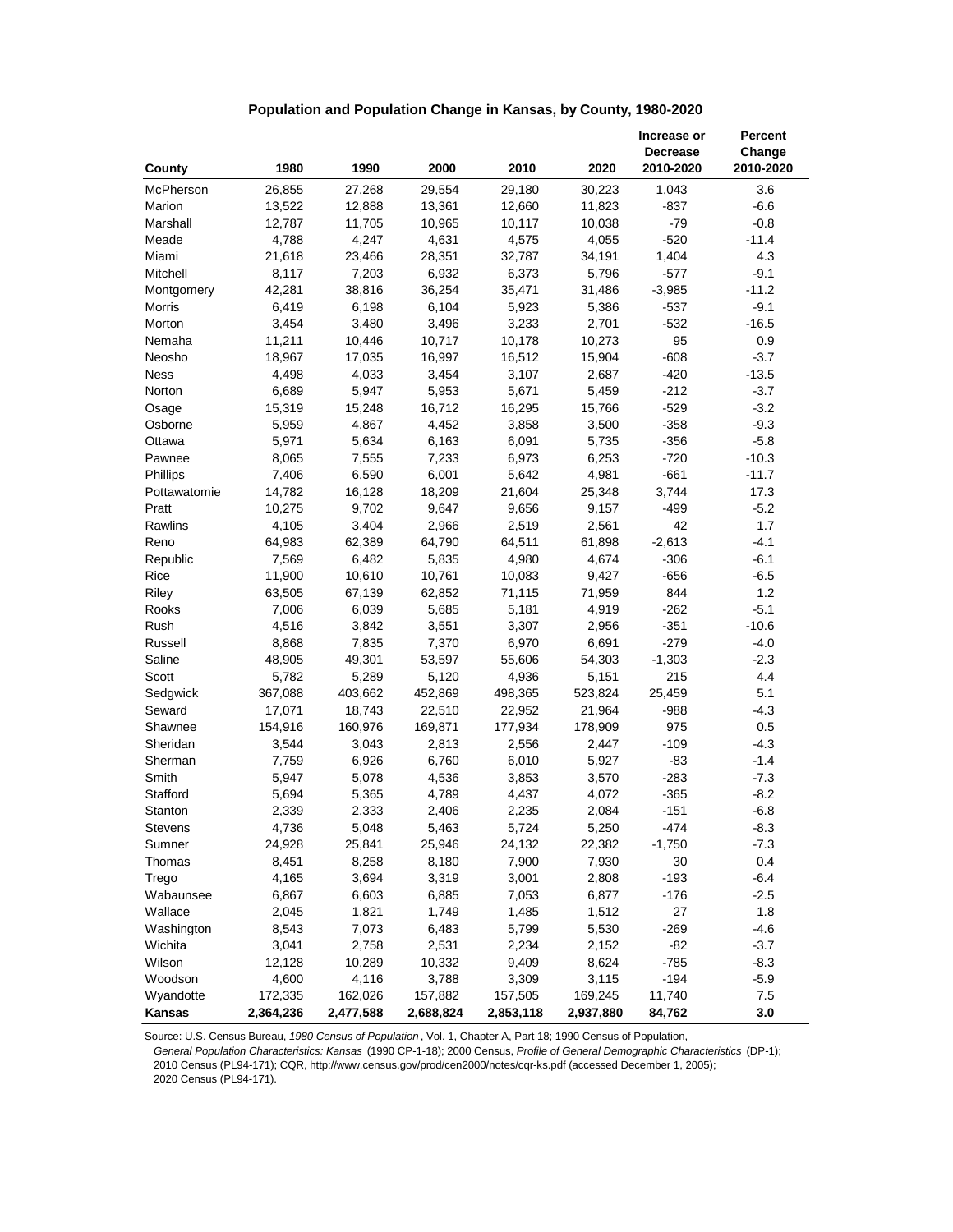**Population and Population Change in Kansas, by County, 1980-2020**

| County | 1980 | 1990 | 2000 | 2010 | 2020 | Increase or Decrease 2010-2020 | Percent Change 2010-2020 |
|---|---|---|---|---|---|---|---|
| McPherson | 26,855 | 27,268 | 29,554 | 29,180 | 30,223 | 1,043 | 3.6 |
| Marion | 13,522 | 12,888 | 13,361 | 12,660 | 11,823 | -837 | -6.6 |
| Marshall | 12,787 | 11,705 | 10,965 | 10,117 | 10,038 | -79 | -0.8 |
| Meade | 4,788 | 4,247 | 4,631 | 4,575 | 4,055 | -520 | -11.4 |
| Miami | 21,618 | 23,466 | 28,351 | 32,787 | 34,191 | 1,404 | 4.3 |
| Mitchell | 8,117 | 7,203 | 6,932 | 6,373 | 5,796 | -577 | -9.1 |
| Montgomery | 42,281 | 38,816 | 36,254 | 35,471 | 31,486 | -3,985 | -11.2 |
| Morris | 6,419 | 6,198 | 6,104 | 5,923 | 5,386 | -537 | -9.1 |
| Morton | 3,454 | 3,480 | 3,496 | 3,233 | 2,701 | -532 | -16.5 |
| Nemaha | 11,211 | 10,446 | 10,717 | 10,178 | 10,273 | 95 | 0.9 |
| Neosho | 18,967 | 17,035 | 16,997 | 16,512 | 15,904 | -608 | -3.7 |
| Ness | 4,498 | 4,033 | 3,454 | 3,107 | 2,687 | -420 | -13.5 |
| Norton | 6,689 | 5,947 | 5,953 | 5,671 | 5,459 | -212 | -3.7 |
| Osage | 15,319 | 15,248 | 16,712 | 16,295 | 15,766 | -529 | -3.2 |
| Osborne | 5,959 | 4,867 | 4,452 | 3,858 | 3,500 | -358 | -9.3 |
| Ottawa | 5,971 | 5,634 | 6,163 | 6,091 | 5,735 | -356 | -5.8 |
| Pawnee | 8,065 | 7,555 | 7,233 | 6,973 | 6,253 | -720 | -10.3 |
| Phillips | 7,406 | 6,590 | 6,001 | 5,642 | 4,981 | -661 | -11.7 |
| Pottawatomie | 14,782 | 16,128 | 18,209 | 21,604 | 25,348 | 3,744 | 17.3 |
| Pratt | 10,275 | 9,702 | 9,647 | 9,656 | 9,157 | -499 | -5.2 |
| Rawlins | 4,105 | 3,404 | 2,966 | 2,519 | 2,561 | 42 | 1.7 |
| Reno | 64,983 | 62,389 | 64,790 | 64,511 | 61,898 | -2,613 | -4.1 |
| Republic | 7,569 | 6,482 | 5,835 | 4,980 | 4,674 | -306 | -6.1 |
| Rice | 11,900 | 10,610 | 10,761 | 10,083 | 9,427 | -656 | -6.5 |
| Riley | 63,505 | 67,139 | 62,852 | 71,115 | 71,959 | 844 | 1.2 |
| Rooks | 7,006 | 6,039 | 5,685 | 5,181 | 4,919 | -262 | -5.1 |
| Rush | 4,516 | 3,842 | 3,551 | 3,307 | 2,956 | -351 | -10.6 |
| Russell | 8,868 | 7,835 | 7,370 | 6,970 | 6,691 | -279 | -4.0 |
| Saline | 48,905 | 49,301 | 53,597 | 55,606 | 54,303 | -1,303 | -2.3 |
| Scott | 5,782 | 5,289 | 5,120 | 4,936 | 5,151 | 215 | 4.4 |
| Sedgwick | 367,088 | 403,662 | 452,869 | 498,365 | 523,824 | 25,459 | 5.1 |
| Seward | 17,071 | 18,743 | 22,510 | 22,952 | 21,964 | -988 | -4.3 |
| Shawnee | 154,916 | 160,976 | 169,871 | 177,934 | 178,909 | 975 | 0.5 |
| Sheridan | 3,544 | 3,043 | 2,813 | 2,556 | 2,447 | -109 | -4.3 |
| Sherman | 7,759 | 6,926 | 6,760 | 6,010 | 5,927 | -83 | -1.4 |
| Smith | 5,947 | 5,078 | 4,536 | 3,853 | 3,570 | -283 | -7.3 |
| Stafford | 5,694 | 5,365 | 4,789 | 4,437 | 4,072 | -365 | -8.2 |
| Stanton | 2,339 | 2,333 | 2,406 | 2,235 | 2,084 | -151 | -6.8 |
| Stevens | 4,736 | 5,048 | 5,463 | 5,724 | 5,250 | -474 | -8.3 |
| Sumner | 24,928 | 25,841 | 25,946 | 24,132 | 22,382 | -1,750 | -7.3 |
| Thomas | 8,451 | 8,258 | 8,180 | 7,900 | 7,930 | 30 | 0.4 |
| Trego | 4,165 | 3,694 | 3,319 | 3,001 | 2,808 | -193 | -6.4 |
| Wabaunsee | 6,867 | 6,603 | 6,885 | 7,053 | 6,877 | -176 | -2.5 |
| Wallace | 2,045 | 1,821 | 1,749 | 1,485 | 1,512 | 27 | 1.8 |
| Washington | 8,543 | 7,073 | 6,483 | 5,799 | 5,530 | -269 | -4.6 |
| Wichita | 3,041 | 2,758 | 2,531 | 2,234 | 2,152 | -82 | -3.7 |
| Wilson | 12,128 | 10,289 | 10,332 | 9,409 | 8,624 | -785 | -8.3 |
| Woodson | 4,600 | 4,116 | 3,788 | 3,309 | 3,115 | -194 | -5.9 |
| Wyandotte | 172,335 | 162,026 | 157,882 | 157,505 | 169,245 | 11,740 | 7.5 |
| **Kansas** | **2,364,236** | **2,477,588** | **2,688,824** | **2,853,118** | **2,937,880** | **84,762** | **3.0** |

Source: U.S. Census Bureau, *1980 Census of Population*, Vol. 1, Chapter A, Part 18; 1990 Census of Population, *General Population Characteristics: Kansas* (1990 CP-1-18); 2000 Census, *Profile of General Demographic Characteristics* (DP-1); 2010 Census (PL94-171); CQR, http://www.census.gov/prod/cen2000/notes/cqr-ks.pdf (accessed December 1, 2005); 2020 Census (PL94-171).